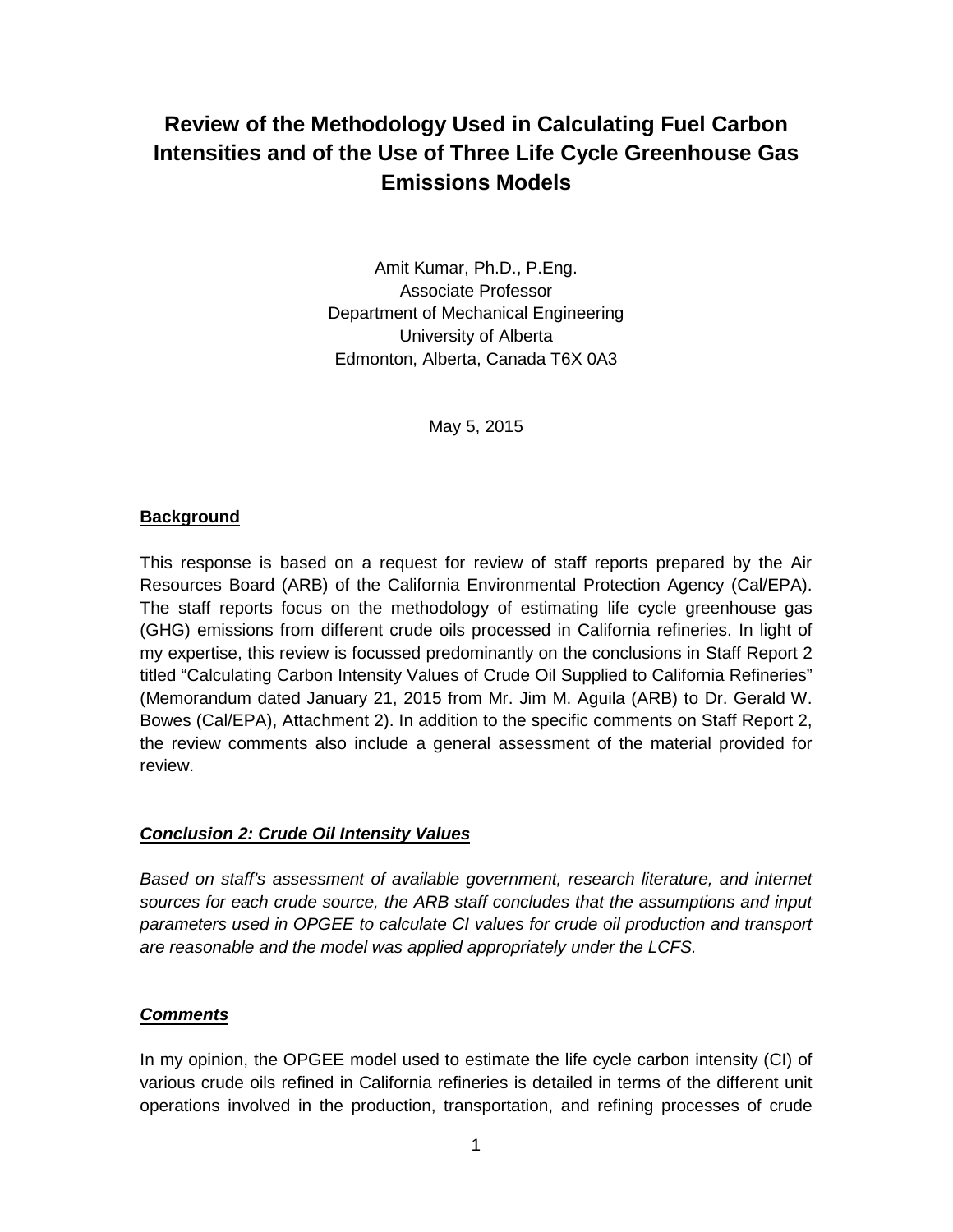# Review of the Methodology Used in Calculating Fuel Carbon Intensities and of the Use of Three Life Cycle Greenhouse Gas Emissions Models

Amit Kumar, Ph.D., P.Eng.
Associate Professor
Department of Mechanical Engineering
University of Alberta
Edmonton, Alberta, Canada T6X 0A3

May 5, 2015

## Background

This response is based on a request for review of staff reports prepared by the Air Resources Board (ARB) of the California Environmental Protection Agency (Cal/EPA). The staff reports focus on the methodology of estimating life cycle greenhouse gas (GHG) emissions from different crude oils processed in California refineries. In light of my expertise, this review is focussed predominantly on the conclusions in Staff Report 2 titled "Calculating Carbon Intensity Values of Crude Oil Supplied to California Refineries" (Memorandum dated January 21, 2015 from Mr. Jim M. Aguila (ARB) to Dr. Gerald W. Bowes (Cal/EPA), Attachment 2). In addition to the specific comments on Staff Report 2, the review comments also include a general assessment of the material provided for review.

## *Conclusion 2: Crude Oil Intensity Values*

*Based on staff's assessment of available government, research literature, and internet sources for each crude source, the ARB staff concludes that the assumptions and input parameters used in OPGEE to calculate CI values for crude oil production and transport are reasonable and the model was applied appropriately under the LCFS.*

## *Comments*

In my opinion, the OPGEE model used to estimate the life cycle carbon intensity (CI) of various crude oils refined in California refineries is detailed in terms of the different unit operations involved in the production, transportation, and refining processes of crude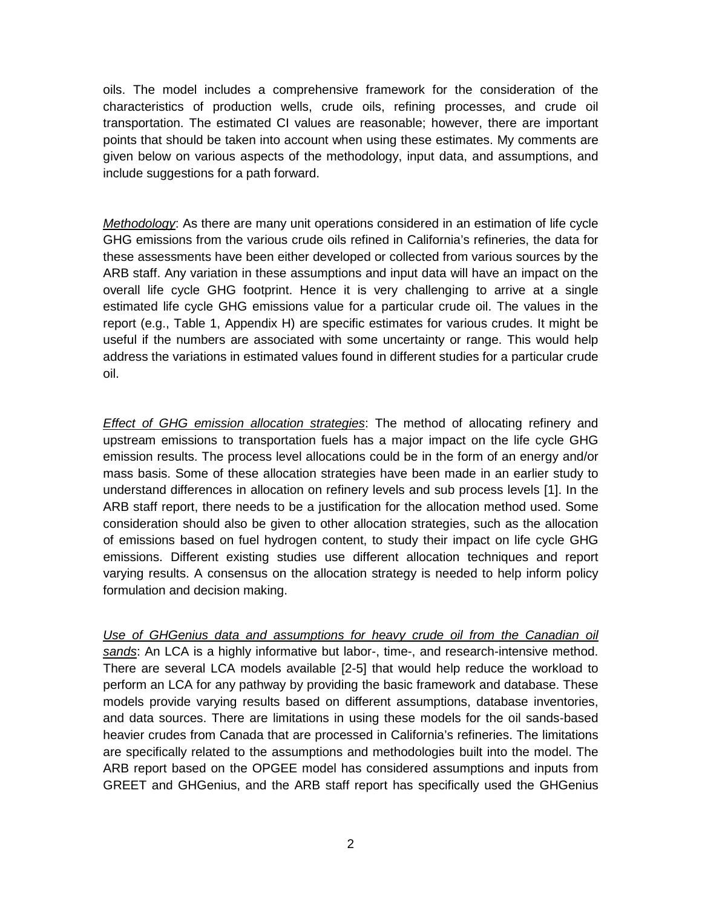oils. The model includes a comprehensive framework for the consideration of the characteristics of production wells, crude oils, refining processes, and crude oil transportation. The estimated CI values are reasonable; however, there are important points that should be taken into account when using these estimates. My comments are given below on various aspects of the methodology, input data, and assumptions, and include suggestions for a path forward.

*Methodology*: As there are many unit operations considered in an estimation of life cycle GHG emissions from the various crude oils refined in California's refineries, the data for these assessments have been either developed or collected from various sources by the ARB staff. Any variation in these assumptions and input data will have an impact on the overall life cycle GHG footprint. Hence it is very challenging to arrive at a single estimated life cycle GHG emissions value for a particular crude oil. The values in the report (e.g., Table 1, Appendix H) are specific estimates for various crudes. It might be useful if the numbers are associated with some uncertainty or range. This would help address the variations in estimated values found in different studies for a particular crude oil.

*Effect of GHG emission allocation strategies*: The method of allocating refinery and upstream emissions to transportation fuels has a major impact on the life cycle GHG emission results. The process level allocations could be in the form of an energy and/or mass basis. Some of these allocation strategies have been made in an earlier study to understand differences in allocation on refinery levels and sub process levels [1]. In the ARB staff report, there needs to be a justification for the allocation method used. Some consideration should also be given to other allocation strategies, such as the allocation of emissions based on fuel hydrogen content, to study their impact on life cycle GHG emissions. Different existing studies use different allocation techniques and report varying results. A consensus on the allocation strategy is needed to help inform policy formulation and decision making.

*Use of GHGenius data and assumptions for heavy crude oil from the Canadian oil sands*: An LCA is a highly informative but labor-, time-, and research-intensive method. There are several LCA models available [2-5] that would help reduce the workload to perform an LCA for any pathway by providing the basic framework and database. These models provide varying results based on different assumptions, database inventories, and data sources. There are limitations in using these models for the oil sands-based heavier crudes from Canada that are processed in California's refineries. The limitations are specifically related to the assumptions and methodologies built into the model. The ARB report based on the OPGEE model has considered assumptions and inputs from GREET and GHGenius, and the ARB staff report has specifically used the GHGenius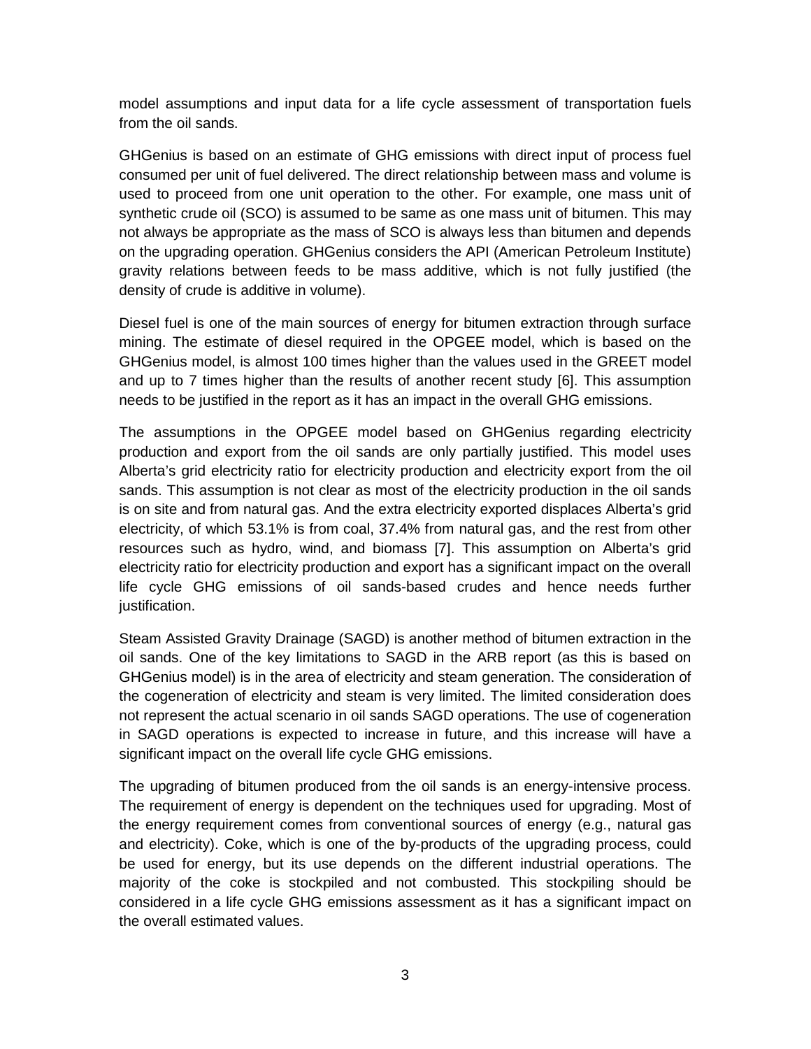model assumptions and input data for a life cycle assessment of transportation fuels from the oil sands.

GHGenius is based on an estimate of GHG emissions with direct input of process fuel consumed per unit of fuel delivered. The direct relationship between mass and volume is used to proceed from one unit operation to the other. For example, one mass unit of synthetic crude oil (SCO) is assumed to be same as one mass unit of bitumen. This may not always be appropriate as the mass of SCO is always less than bitumen and depends on the upgrading operation. GHGenius considers the API (American Petroleum Institute) gravity relations between feeds to be mass additive, which is not fully justified (the density of crude is additive in volume).

Diesel fuel is one of the main sources of energy for bitumen extraction through surface mining. The estimate of diesel required in the OPGEE model, which is based on the GHGenius model, is almost 100 times higher than the values used in the GREET model and up to 7 times higher than the results of another recent study [6]. This assumption needs to be justified in the report as it has an impact in the overall GHG emissions.

The assumptions in the OPGEE model based on GHGenius regarding electricity production and export from the oil sands are only partially justified. This model uses Alberta's grid electricity ratio for electricity production and electricity export from the oil sands. This assumption is not clear as most of the electricity production in the oil sands is on site and from natural gas. And the extra electricity exported displaces Alberta's grid electricity, of which 53.1% is from coal, 37.4% from natural gas, and the rest from other resources such as hydro, wind, and biomass [7]. This assumption on Alberta's grid electricity ratio for electricity production and export has a significant impact on the overall life cycle GHG emissions of oil sands-based crudes and hence needs further justification.

Steam Assisted Gravity Drainage (SAGD) is another method of bitumen extraction in the oil sands. One of the key limitations to SAGD in the ARB report (as this is based on GHGenius model) is in the area of electricity and steam generation. The consideration of the cogeneration of electricity and steam is very limited. The limited consideration does not represent the actual scenario in oil sands SAGD operations. The use of cogeneration in SAGD operations is expected to increase in future, and this increase will have a significant impact on the overall life cycle GHG emissions.

The upgrading of bitumen produced from the oil sands is an energy-intensive process. The requirement of energy is dependent on the techniques used for upgrading. Most of the energy requirement comes from conventional sources of energy (e.g., natural gas and electricity). Coke, which is one of the by-products of the upgrading process, could be used for energy, but its use depends on the different industrial operations. The majority of the coke is stockpiled and not combusted. This stockpiling should be considered in a life cycle GHG emissions assessment as it has a significant impact on the overall estimated values.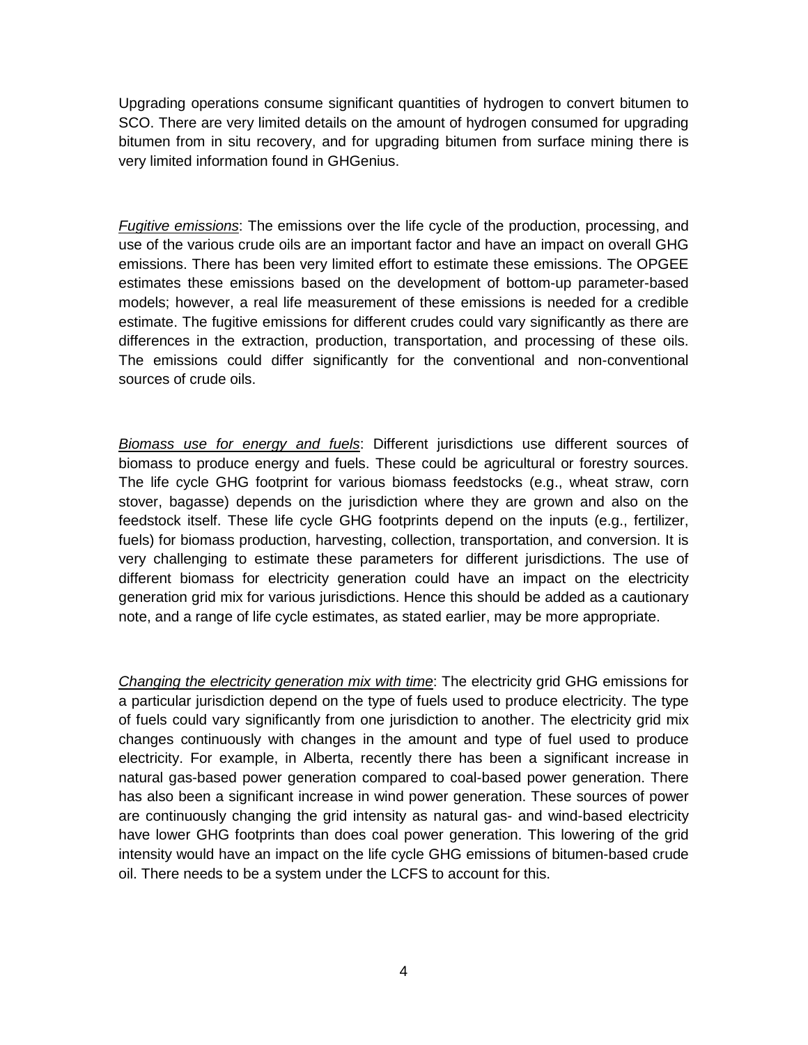Upgrading operations consume significant quantities of hydrogen to convert bitumen to SCO. There are very limited details on the amount of hydrogen consumed for upgrading bitumen from in situ recovery, and for upgrading bitumen from surface mining there is very limited information found in GHGenius.

*Fugitive emissions*: The emissions over the life cycle of the production, processing, and use of the various crude oils are an important factor and have an impact on overall GHG emissions. There has been very limited effort to estimate these emissions. The OPGEE estimates these emissions based on the development of bottom-up parameter-based models; however, a real life measurement of these emissions is needed for a credible estimate. The fugitive emissions for different crudes could vary significantly as there are differences in the extraction, production, transportation, and processing of these oils. The emissions could differ significantly for the conventional and non-conventional sources of crude oils.

*Biomass use for energy and fuels*: Different jurisdictions use different sources of biomass to produce energy and fuels. These could be agricultural or forestry sources. The life cycle GHG footprint for various biomass feedstocks (e.g., wheat straw, corn stover, bagasse) depends on the jurisdiction where they are grown and also on the feedstock itself. These life cycle GHG footprints depend on the inputs (e.g., fertilizer, fuels) for biomass production, harvesting, collection, transportation, and conversion. It is very challenging to estimate these parameters for different jurisdictions. The use of different biomass for electricity generation could have an impact on the electricity generation grid mix for various jurisdictions. Hence this should be added as a cautionary note, and a range of life cycle estimates, as stated earlier, may be more appropriate.

*Changing the electricity generation mix with time*: The electricity grid GHG emissions for a particular jurisdiction depend on the type of fuels used to produce electricity. The type of fuels could vary significantly from one jurisdiction to another. The electricity grid mix changes continuously with changes in the amount and type of fuel used to produce electricity. For example, in Alberta, recently there has been a significant increase in natural gas-based power generation compared to coal-based power generation. There has also been a significant increase in wind power generation. These sources of power are continuously changing the grid intensity as natural gas- and wind-based electricity have lower GHG footprints than does coal power generation. This lowering of the grid intensity would have an impact on the life cycle GHG emissions of bitumen-based crude oil. There needs to be a system under the LCFS to account for this.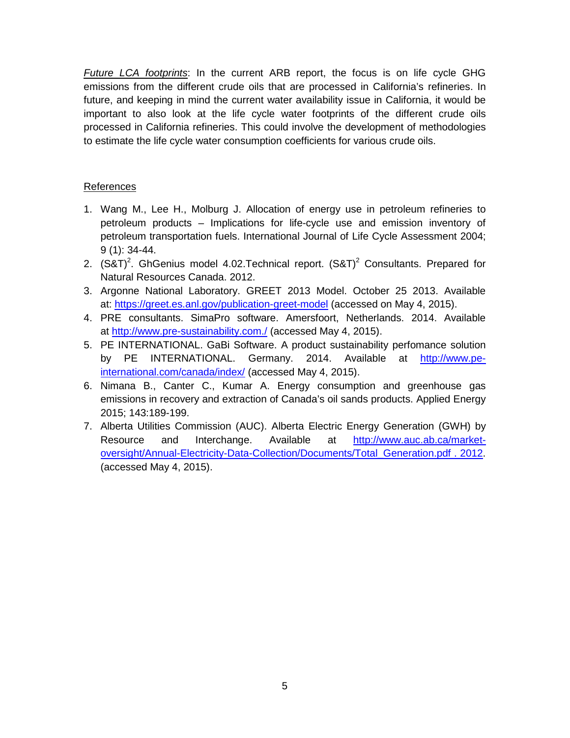*Future LCA footprints*: In the current ARB report, the focus is on life cycle GHG emissions from the different crude oils that are processed in California's refineries. In future, and keeping in mind the current water availability issue in California, it would be important to also look at the life cycle water footprints of the different crude oils processed in California refineries. This could involve the development of methodologies to estimate the life cycle water consumption coefficients for various crude oils.

References

1. Wang M., Lee H., Molburg J. Allocation of energy use in petroleum refineries to petroleum products – Implications for life-cycle use and emission inventory of petroleum transportation fuels. International Journal of Life Cycle Assessment 2004; 9 (1): 34-44.
2. $(S\&T)^2$. GhGenius model 4.02.Technical report. $(S\&T)^2$ Consultants. Prepared for Natural Resources Canada. 2012.
3. Argonne National Laboratory. GREET 2013 Model. October 25 2013. Available at: https://greet.es.anl.gov/publication-greet-model (accessed on May 4, 2015).
4. PRE consultants. SimaPro software. Amersfoort, Netherlands. 2014. Available at http://www.pre-sustainability.com./ (accessed May 4, 2015).
5. PE INTERNATIONAL. GaBi Software. A product sustainability perfomance solution by PE INTERNATIONAL. Germany. 2014. Available at http://www.pe-international.com/canada/index/ (accessed May 4, 2015).
6. Nimana B., Canter C., Kumar A. Energy consumption and greenhouse gas emissions in recovery and extraction of Canada's oil sands products. Applied Energy 2015; 143:189-199.
7. Alberta Utilities Commission (AUC). Alberta Electric Energy Generation (GWH) by Resource and Interchange. Available at http://www.auc.ab.ca/market-oversight/Annual-Electricity-Data-Collection/Documents/Total_Generation.pdf . 2012. (accessed May 4, 2015).